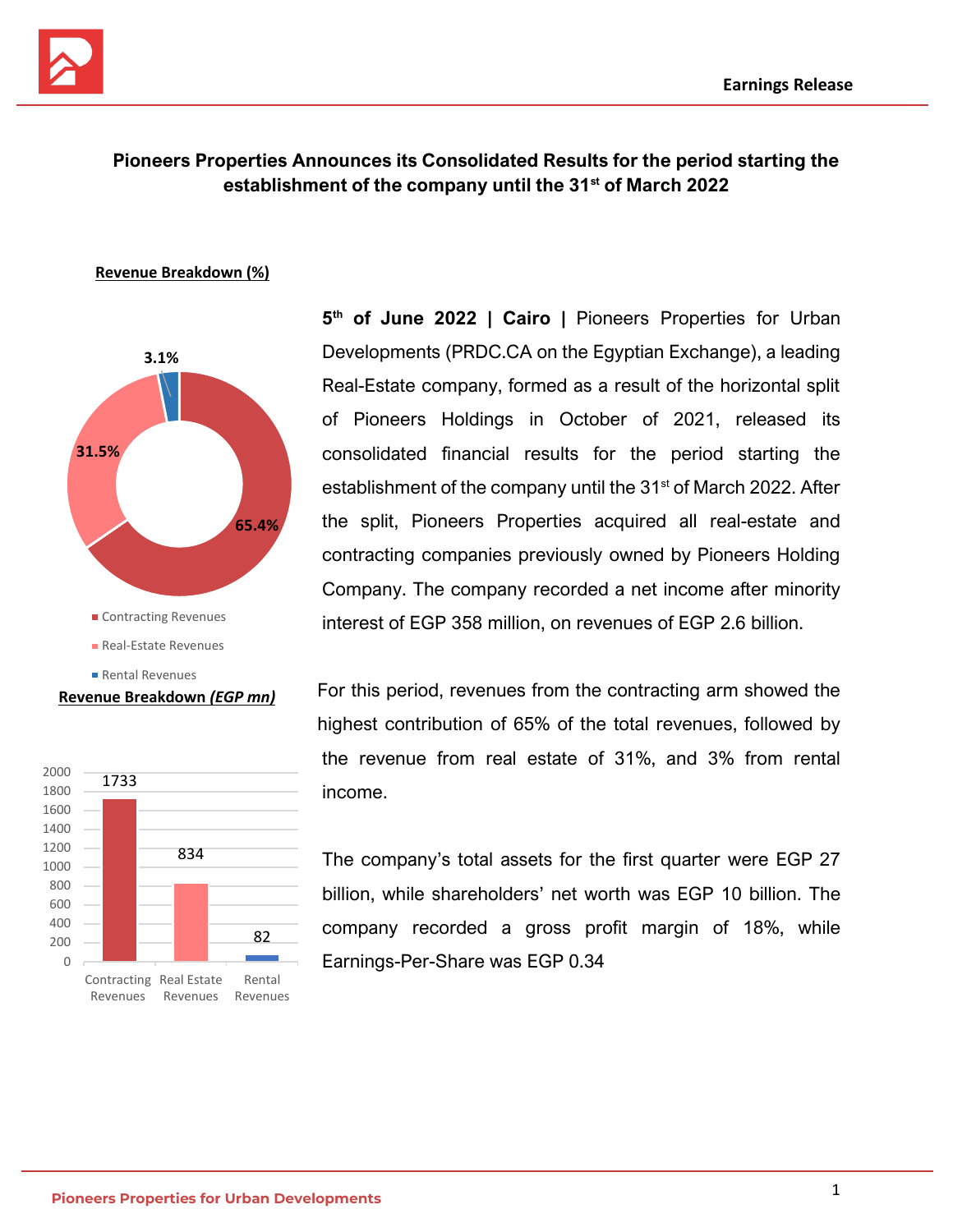# Pioneers Properties Announces its Consolidated Results for the period starting the establishment of the company until the 31st of March 2022

**Revenue Breakdown (%)**

- Contracting Revenues: 65.4%
- Real-Estate Revenues: 31.5%
- Rental Revenues: 3.1%

**Revenue Breakdown *(EGP mn)***

| Contracting Revenues | Real Estate Revenues | Rental Revenues |
|---|---|---|
| 1733 | 834 | 82 |

**5th of June 2022 | Cairo |** Pioneers Properties for Urban Developments (PRDC.CA on the Egyptian Exchange), a leading Real-Estate company, formed as a result of the horizontal split of Pioneers Holdings in October of 2021, released its consolidated financial results for the period starting the establishment of the company until the 31st of March 2022. After the split, Pioneers Properties acquired all real-estate and contracting companies previously owned by Pioneers Holding Company. The company recorded a net income after minority interest of EGP 358 million, on revenues of EGP 2.6 billion.

For this period, revenues from the contracting arm showed the highest contribution of 65% of the total revenues, followed by the revenue from real estate of 31%, and 3% from rental income.

The company's total assets for the first quarter were EGP 27 billion, while shareholders' net worth was EGP 10 billion. The company recorded a gross profit margin of 18%, while Earnings-Per-Share was EGP 0.34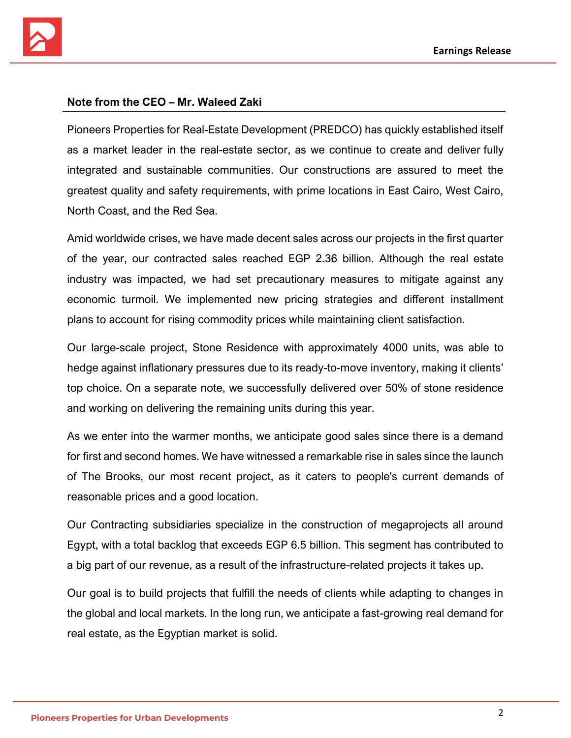## Note from the CEO – Mr. Waleed Zaki

Pioneers Properties for Real-Estate Development (PREDCO) has quickly established itself as a market leader in the real-estate sector, as we continue to create and deliver fully integrated and sustainable communities. Our constructions are assured to meet the greatest quality and safety requirements, with prime locations in East Cairo, West Cairo, North Coast, and the Red Sea.

Amid worldwide crises, we have made decent sales across our projects in the first quarter of the year, our contracted sales reached EGP 2.36 billion. Although the real estate industry was impacted, we had set precautionary measures to mitigate against any economic turmoil. We implemented new pricing strategies and different installment plans to account for rising commodity prices while maintaining client satisfaction.

Our large-scale project, Stone Residence with approximately 4000 units, was able to hedge against inflationary pressures due to its ready-to-move inventory, making it clients' top choice. On a separate note, we successfully delivered over 50% of stone residence and working on delivering the remaining units during this year.

As we enter into the warmer months, we anticipate good sales since there is a demand for first and second homes. We have witnessed a remarkable rise in sales since the launch of The Brooks, our most recent project, as it caters to people's current demands of reasonable prices and a good location.

Our Contracting subsidiaries specialize in the construction of megaprojects all around Egypt, with a total backlog that exceeds EGP 6.5 billion. This segment has contributed to a big part of our revenue, as a result of the infrastructure-related projects it takes up.

Our goal is to build projects that fulfill the needs of clients while adapting to changes in the global and local markets. In the long run, we anticipate a fast-growing real demand for real estate, as the Egyptian market is solid.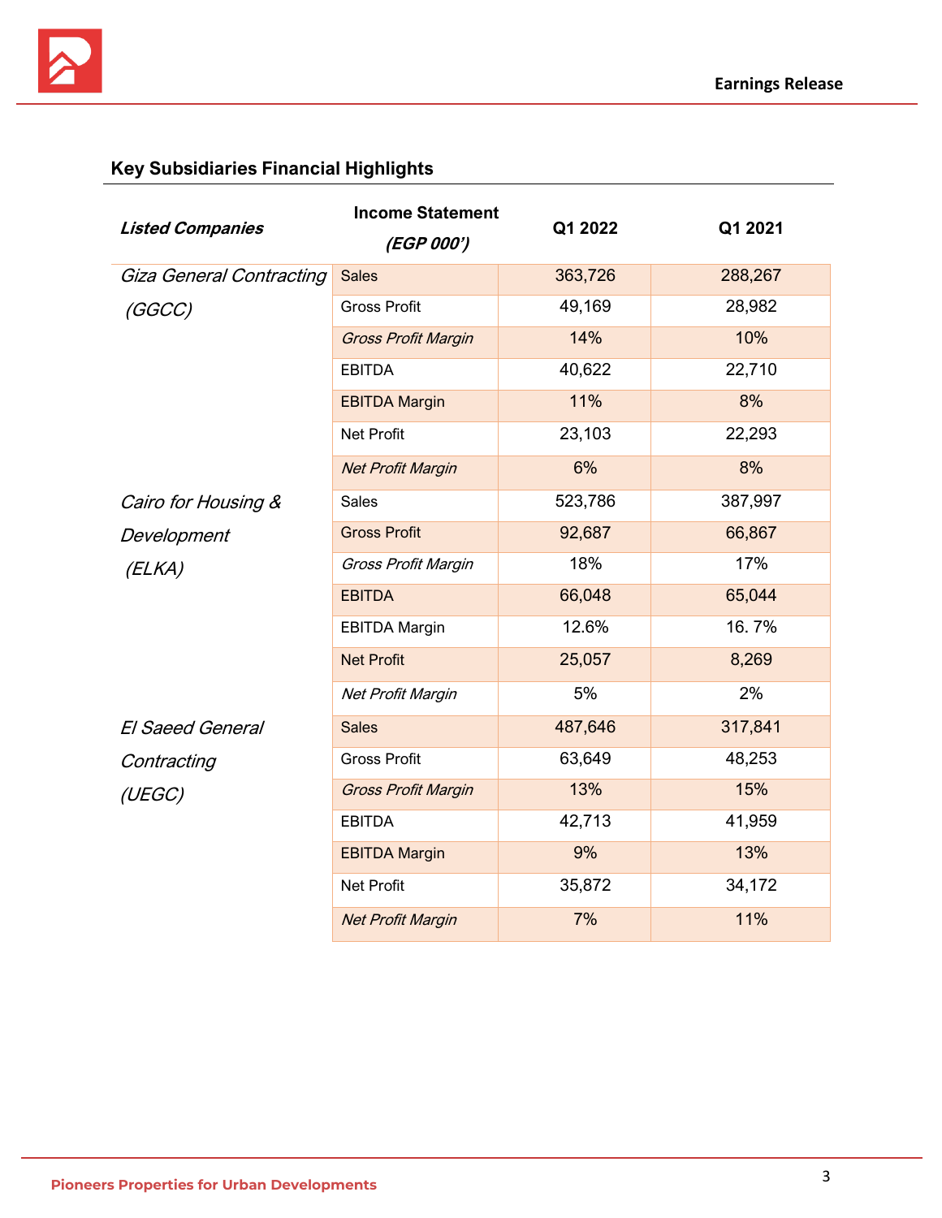## Key Subsidiaries Financial Highlights

| *Listed Companies* | **Income Statement** ***(EGP 000')*** | **Q1 2022** | **Q1 2021** |
|---|---|---|---|
| *Giza General Contracting (GGCC)* | Sales | 363,726 | 288,267 |
| | Gross Profit | 49,169 | 28,982 |
| | *Gross Profit Margin* | 14% | 10% |
| | EBITDA | 40,622 | 22,710 |
| | EBITDA Margin | 11% | 8% |
| | Net Profit | 23,103 | 22,293 |
| | *Net Profit Margin* | 6% | 8% |
| *Cairo for Housing & Development (ELKA)* | Sales | 523,786 | 387,997 |
| | Gross Profit | 92,687 | 66,867 |
| | *Gross Profit Margin* | 18% | 17% |
| | EBITDA | 66,048 | 65,044 |
| | EBITDA Margin | 12.6% | 16. 7% |
| | Net Profit | 25,057 | 8,269 |
| | *Net Profit Margin* | 5% | 2% |
| *El Saeed General Contracting (UEGC)* | Sales | 487,646 | 317,841 |
| | Gross Profit | 63,649 | 48,253 |
| | *Gross Profit Margin* | 13% | 15% |
| | EBITDA | 42,713 | 41,959 |
| | EBITDA Margin | 9% | 13% |
| | Net Profit | 35,872 | 34,172 |
| | *Net Profit Margin* | 7% | 11% |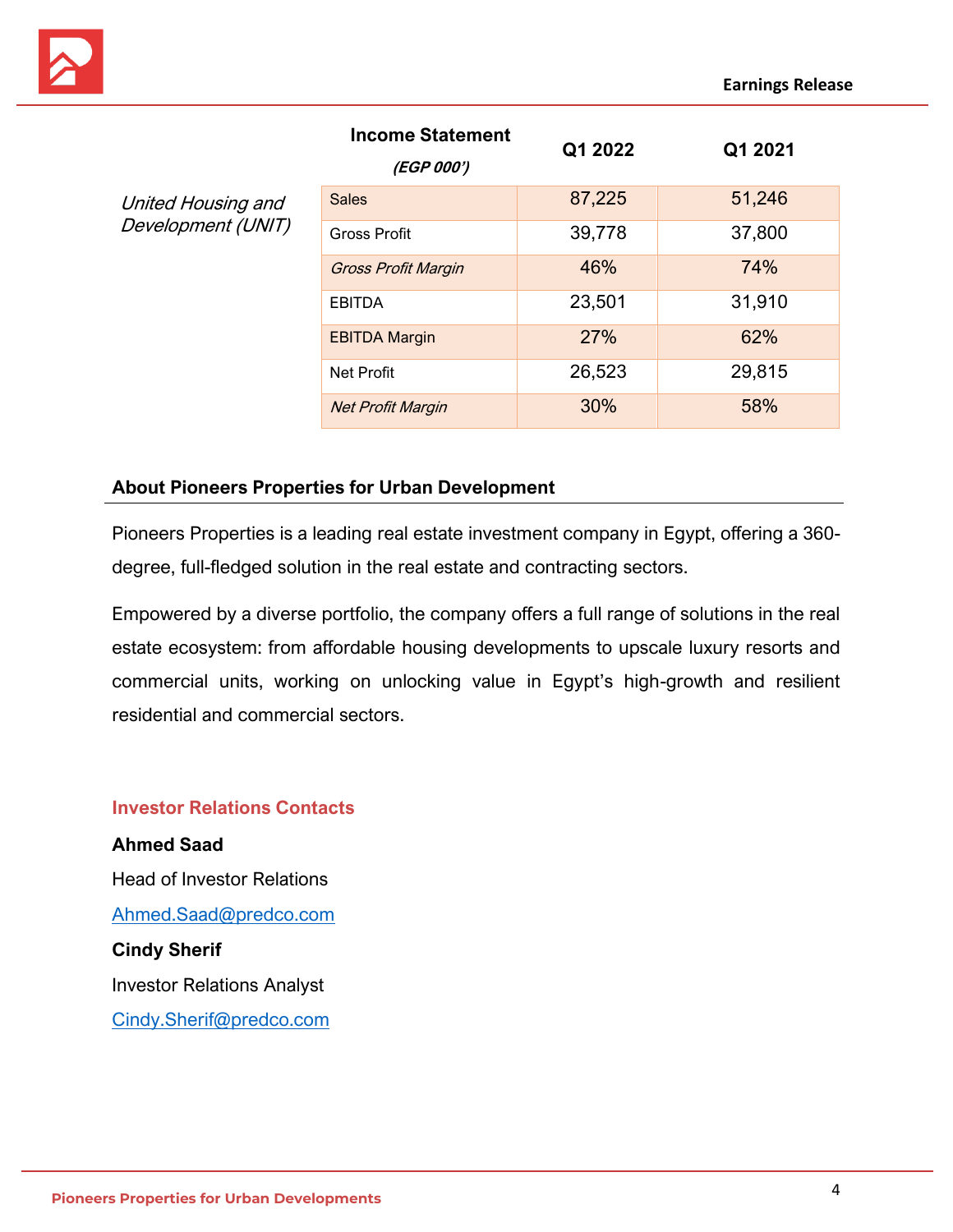*United Housing and Development (UNIT)*

| Income Statement *(EGP 000')* | Q1 2022 | Q1 2021 |
|---|---|---|
| Sales | 87,225 | 51,246 |
| Gross Profit | 39,778 | 37,800 |
| *Gross Profit Margin* | 46% | 74% |
| EBITDA | 23,501 | 31,910 |
| EBITDA Margin | 27% | 62% |
| Net Profit | 26,523 | 29,815 |
| *Net Profit Margin* | 30% | 58% |

### About Pioneers Properties for Urban Development

Pioneers Properties is a leading real estate investment company in Egypt, offering a 360-degree, full-fledged solution in the real estate and contracting sectors.

Empowered by a diverse portfolio, the company offers a full range of solutions in the real estate ecosystem: from affordable housing developments to upscale luxury resorts and commercial units, working on unlocking value in Egypt's high-growth and resilient residential and commercial sectors.

### Investor Relations Contacts

**Ahmed Saad**

Head of Investor Relations

Ahmed.Saad@predco.com

**Cindy Sherif**

Investor Relations Analyst

Cindy.Sherif@predco.com